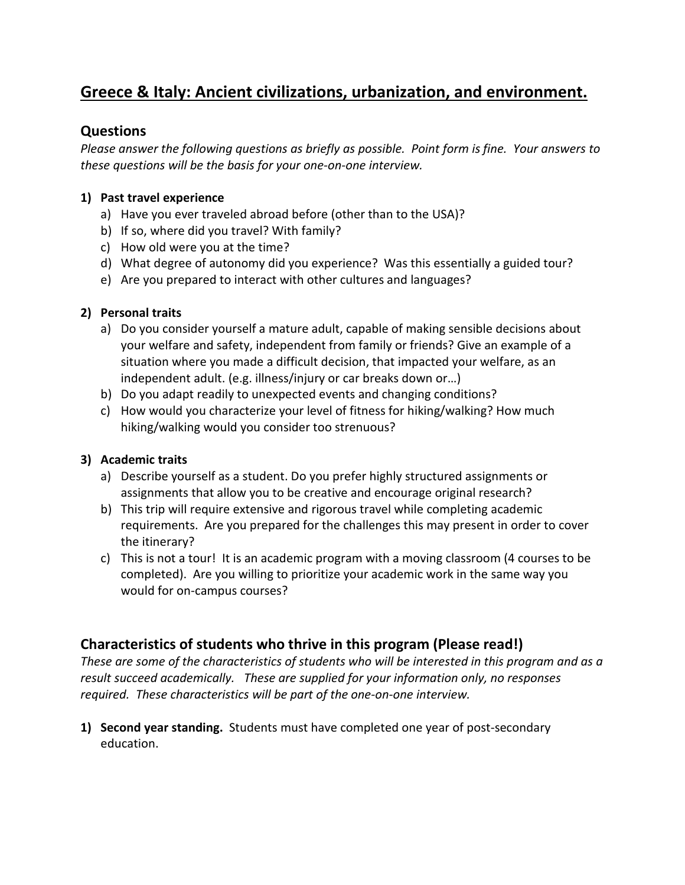# Greece & Italy: Ancient civilizations, urbanization, and environment.

## Questions

*Please answer the following questions as briefly as possible. Point form is fine. Your answers to these questions will be the basis for your one-on-one interview.*

1) **Past travel experience**
   a) Have you ever traveled abroad before (other than to the USA)?
   b) If so, where did you travel? With family?
   c) How old were you at the time?
   d) What degree of autonomy did you experience? Was this essentially a guided tour?
   e) Are you prepared to interact with other cultures and languages?

2) **Personal traits**
   a) Do you consider yourself a mature adult, capable of making sensible decisions about your welfare and safety, independent from family or friends? Give an example of a situation where you made a difficult decision, that impacted your welfare, as an independent adult. (e.g. illness/injury or car breaks down or…)
   b) Do you adapt readily to unexpected events and changing conditions?
   c) How would you characterize your level of fitness for hiking/walking? How much hiking/walking would you consider too strenuous?

3) **Academic traits**
   a) Describe yourself as a student. Do you prefer highly structured assignments or assignments that allow you to be creative and encourage original research?
   b) This trip will require extensive and rigorous travel while completing academic requirements. Are you prepared for the challenges this may present in order to cover the itinerary?
   c) This is not a tour! It is an academic program with a moving classroom (4 courses to be completed). Are you willing to prioritize your academic work in the same way you would for on-campus courses?

## Characteristics of students who thrive in this program (Please read!)

*These are some of the characteristics of students who will be interested in this program and as a result succeed academically. These are supplied for your information only, no responses required. These characteristics will be part of the one-on-one interview.*

1) **Second year standing.** Students must have completed one year of post-secondary education.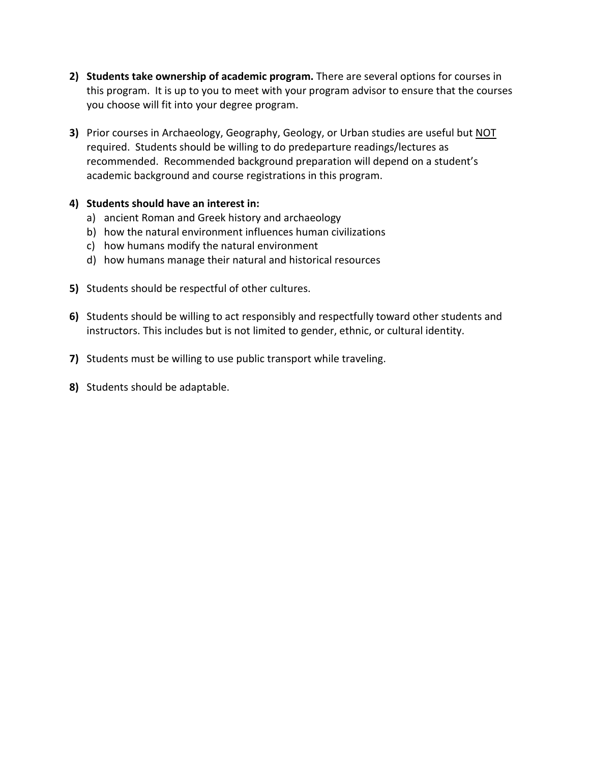2) **Students take ownership of academic program.** There are several options for courses in this program. It is up to you to meet with your program advisor to ensure that the courses you choose will fit into your degree program.

3) Prior courses in Archaeology, Geography, Geology, or Urban studies are useful but <u>NOT</u> required. Students should be willing to do predeparture readings/lectures as recommended. Recommended background preparation will depend on a student's academic background and course registrations in this program.

4) **Students should have an interest in:**
   a) ancient Roman and Greek history and archaeology
   b) how the natural environment influences human civilizations
   c) how humans modify the natural environment
   d) how humans manage their natural and historical resources

5) Students should be respectful of other cultures.

6) Students should be willing to act responsibly and respectfully toward other students and instructors. This includes but is not limited to gender, ethnic, or cultural identity.

7) Students must be willing to use public transport while traveling.

8) Students should be adaptable.